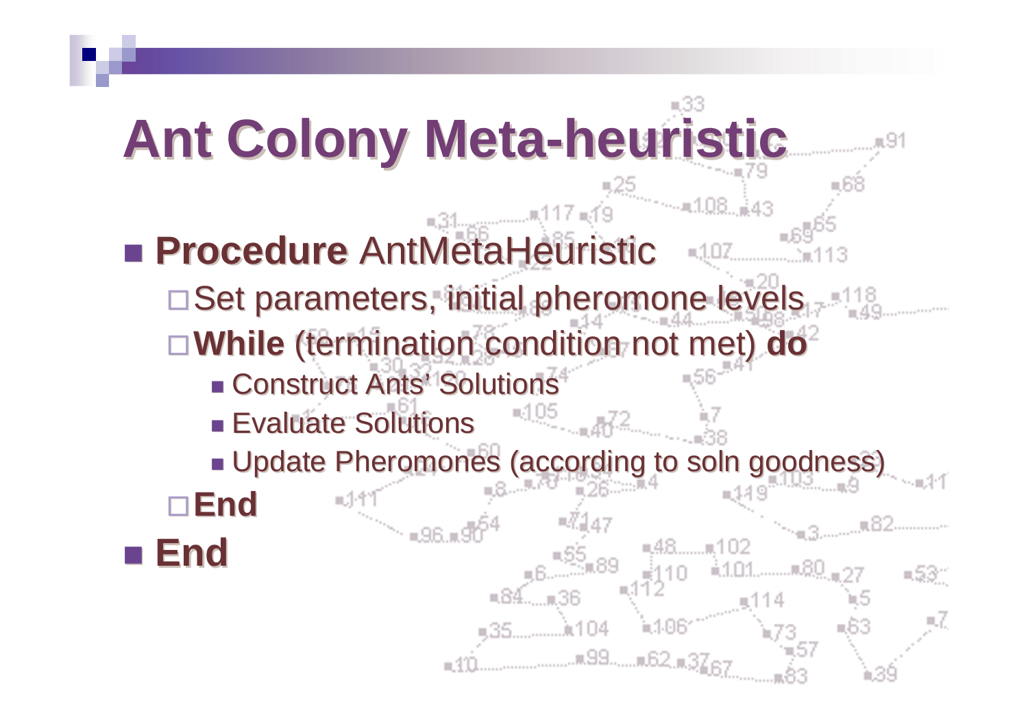# Ant Colony Meta-heuristic

- **Procedure** AntMetaHeuristic
  - Set parameters, initial pheromone levels
  - **While** (termination condition not met) **do**
    - Construct Ants' Solutions
    - Evaluate Solutions
    - Update Pheromones (according to soln goodness)
  - **End**
- **End**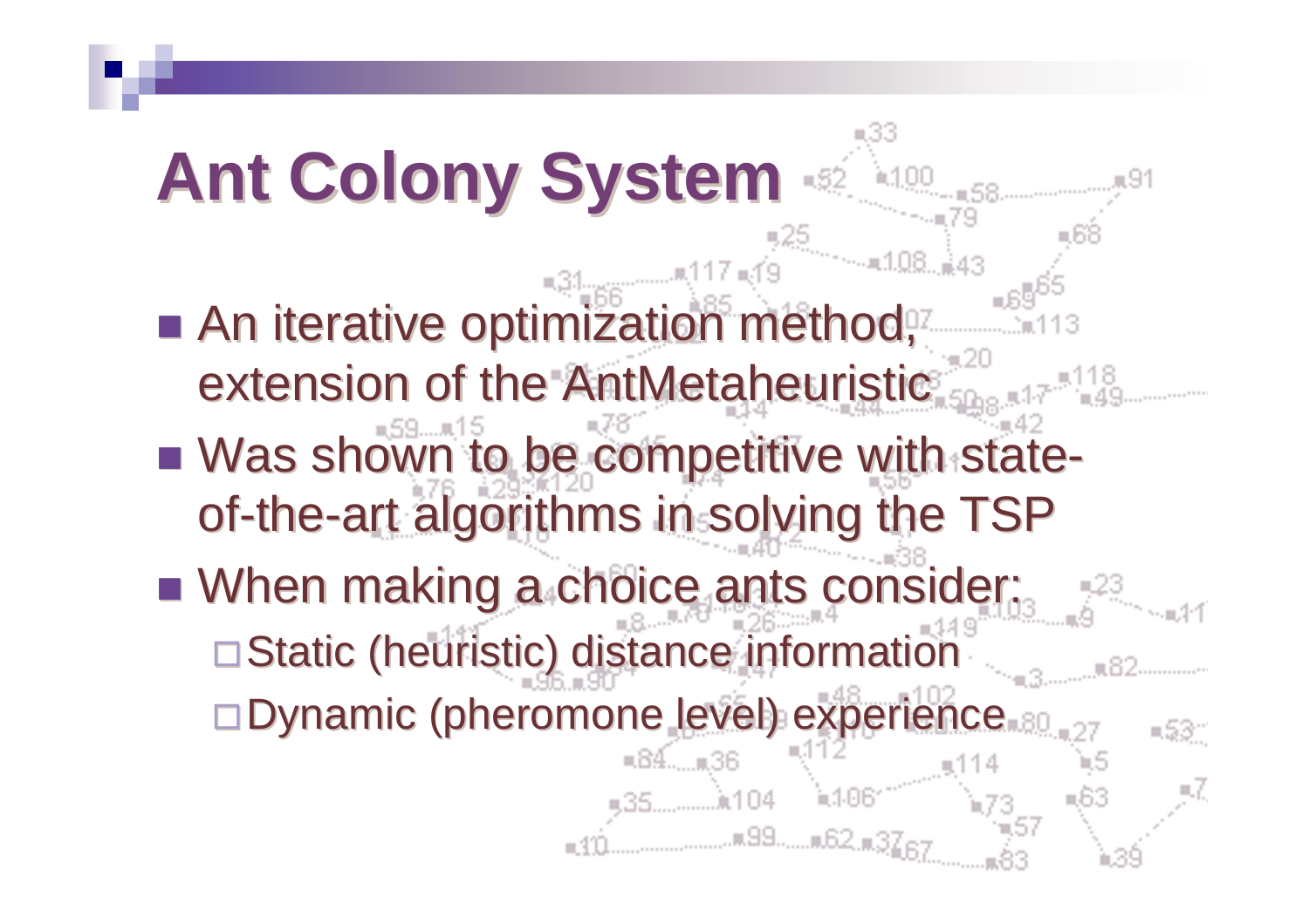# Ant Colony System

- An iterative optimization method, extension of the AntMetaheuristic
- Was shown to be competitive with state-of-the-art algorithms in solving the TSP
- When making a choice ants consider:
  - Static (heuristic) distance information
  - Dynamic (pheromone level) experience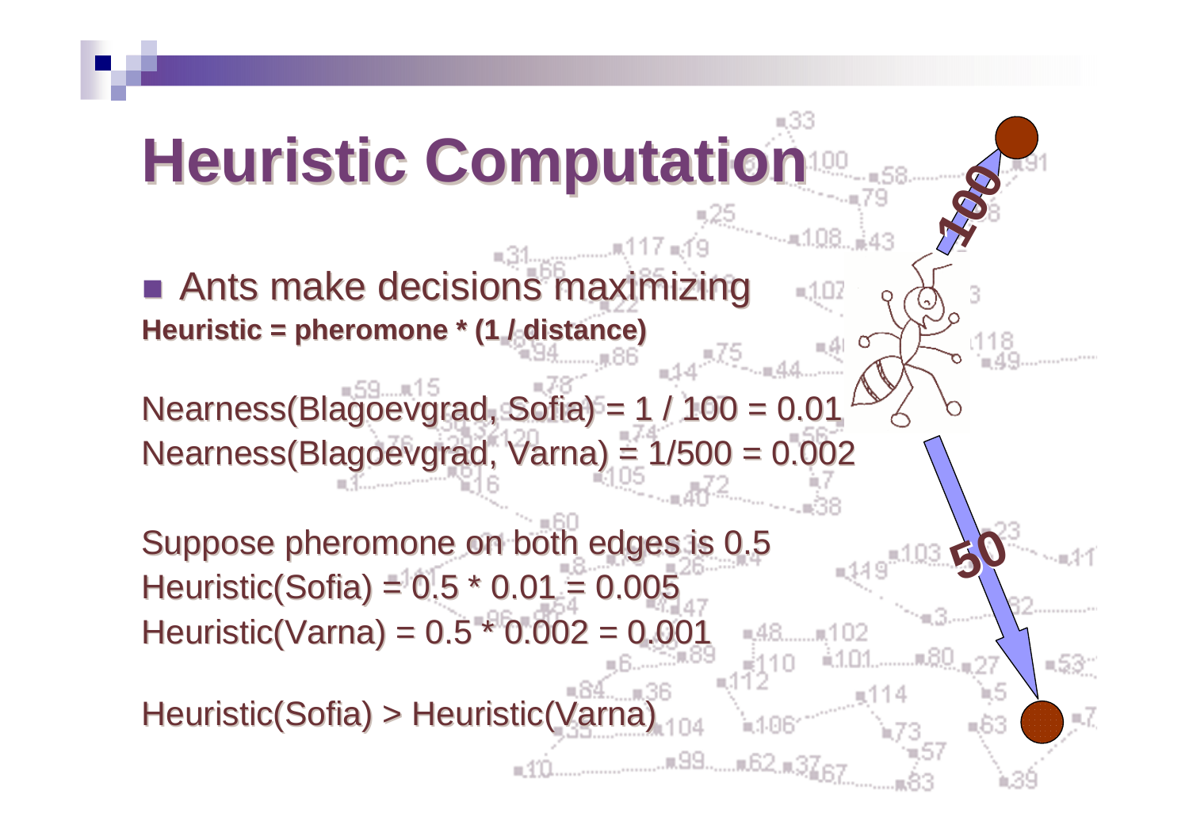# Heuristic Computation

- Ants make decisions maximizing

**Heuristic = pheromone * (1 / distance)**

Nearness(Blagoevgrad, Sofia) = 1 / 100 = 0.01
Nearness(Blagoevgrad, Varna) = 1/500 = 0.002

Suppose pheromone on both edges is 0.5
Heuristic(Sofia) = 0.5 * 0.01 = 0.005
Heuristic(Varna) = 0.5 * 0.002 = 0.001

Heuristic(Sofia) > Heuristic(Varna)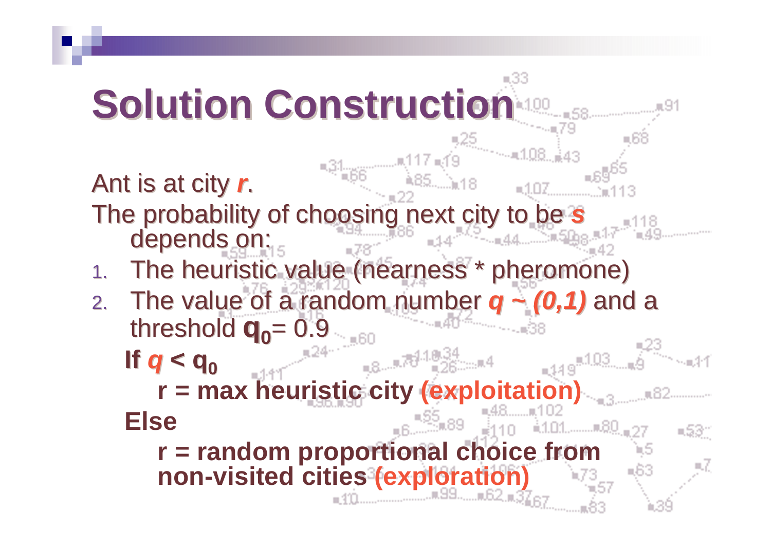# Solution Construction

Ant is at city ***r***.

The probability of choosing next city to be ***s*** depends on:

1. The heuristic value (nearness * pheromone)
2. The value of a random number ***q ~ (0,1)*** and a threshold $\mathbf{q_0}$= 0.9

**If *q* < $\mathbf{q_0}$**

**r = max heuristic city (exploitation)**

**Else**

**r = random proportional choice from non-visited cities (exploration)**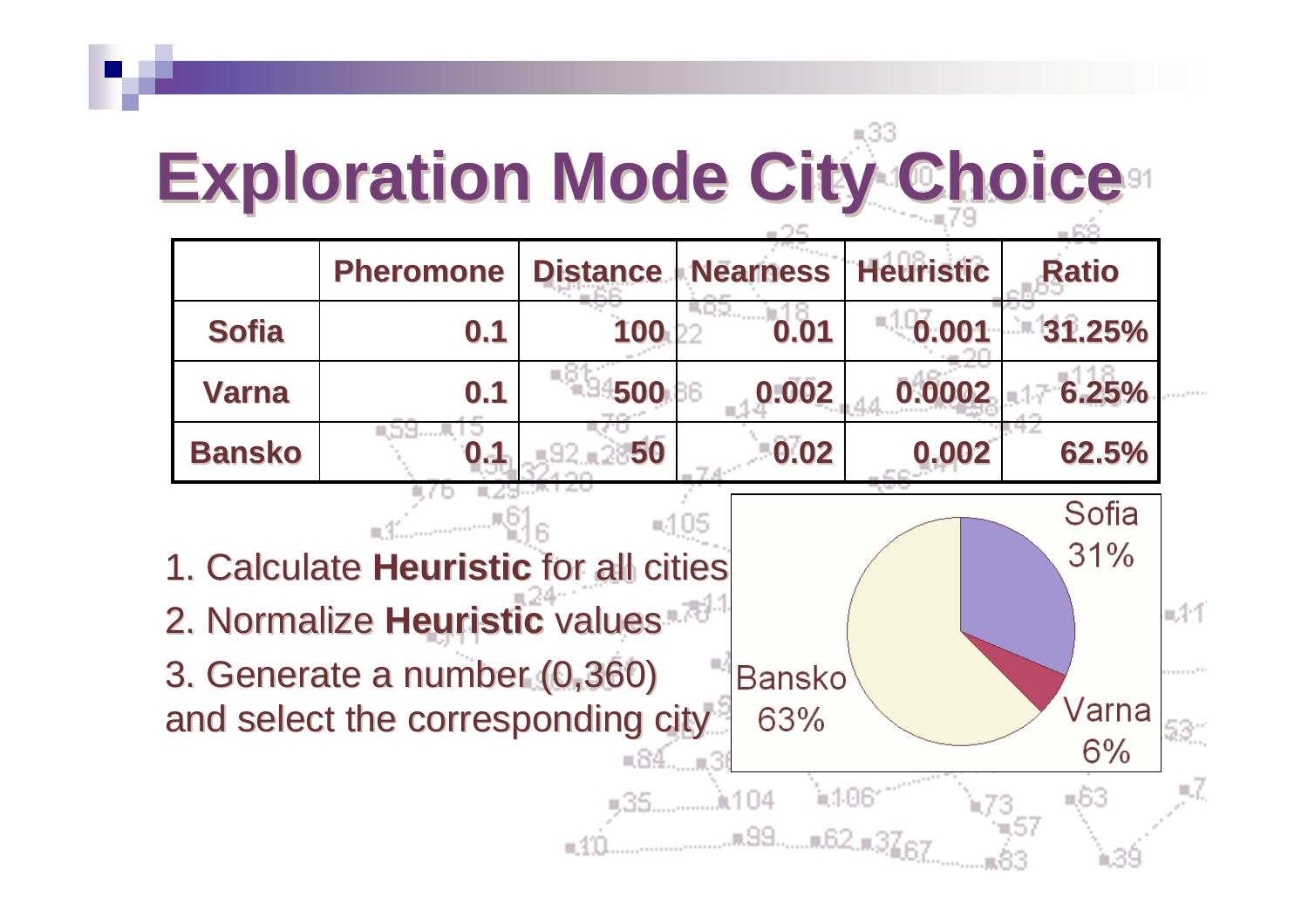# Exploration Mode City Choice

| | Pheromone | Distance | Nearness | Heuristic | Ratio |
|---|---|---|---|---|---|
| Sofia | 0.1 | 100 | 0.01 | 0.001 | 31.25% |
| Varna | 0.1 | 500 | 0.002 | 0.0002 | 6.25% |
| Bansko | 0.1 | 50 | 0.02 | 0.002 | 62.5% |

1. Calculate **Heuristic** for all cities
2. Normalize **Heuristic** values
3. Generate a number (0,360) and select the corresponding city

Sofia 31%

Varna 6%

Bansko 63%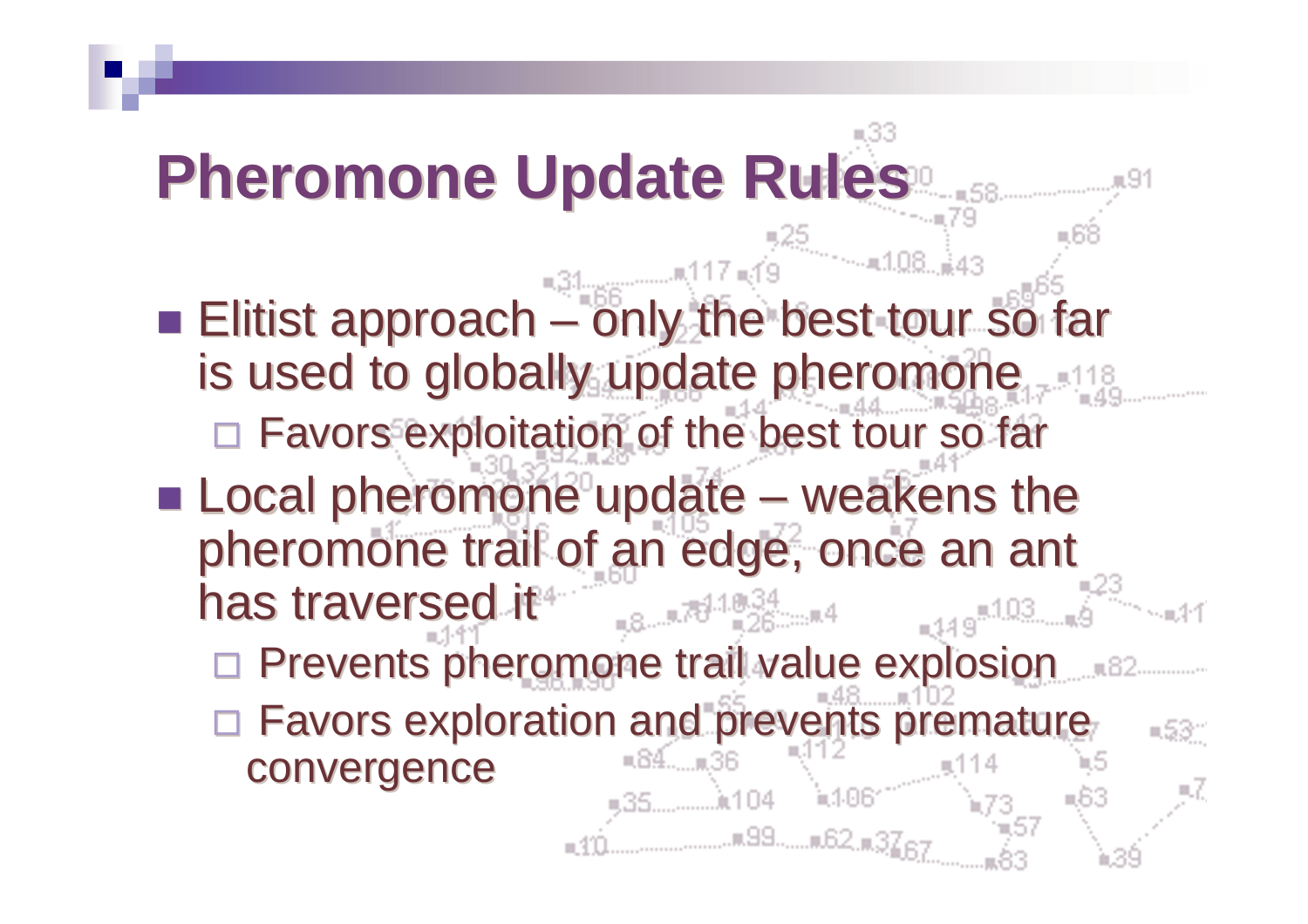# Pheromone Update Rules

- Elitist approach – only the best tour so far is used to globally update pheromone
  - Favors exploitation of the best tour so far
- Local pheromone update – weakens the pheromone trail of an edge, once an ant has traversed it
  - Prevents pheromone trail value explosion
  - Favors exploration and prevents premature convergence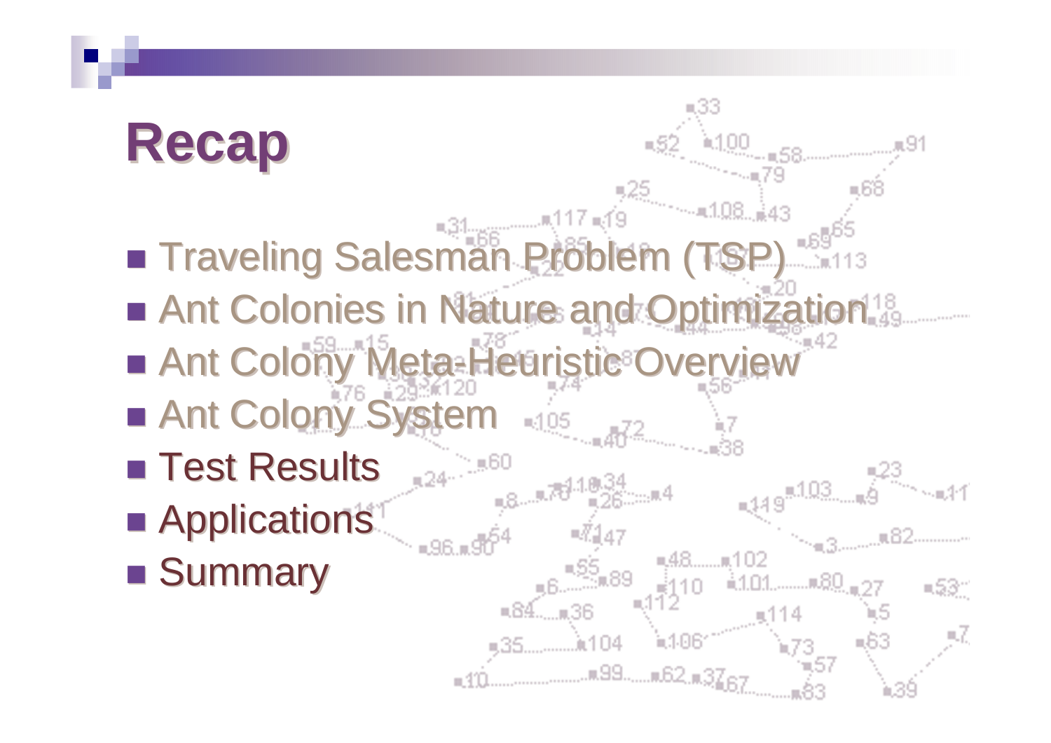# Recap

- Traveling Salesman Problem (TSP)
- Ant Colonies in Nature and Optimization
- Ant Colony Meta-Heuristic Overview
- Ant Colony System
- Test Results
- Applications
- Summary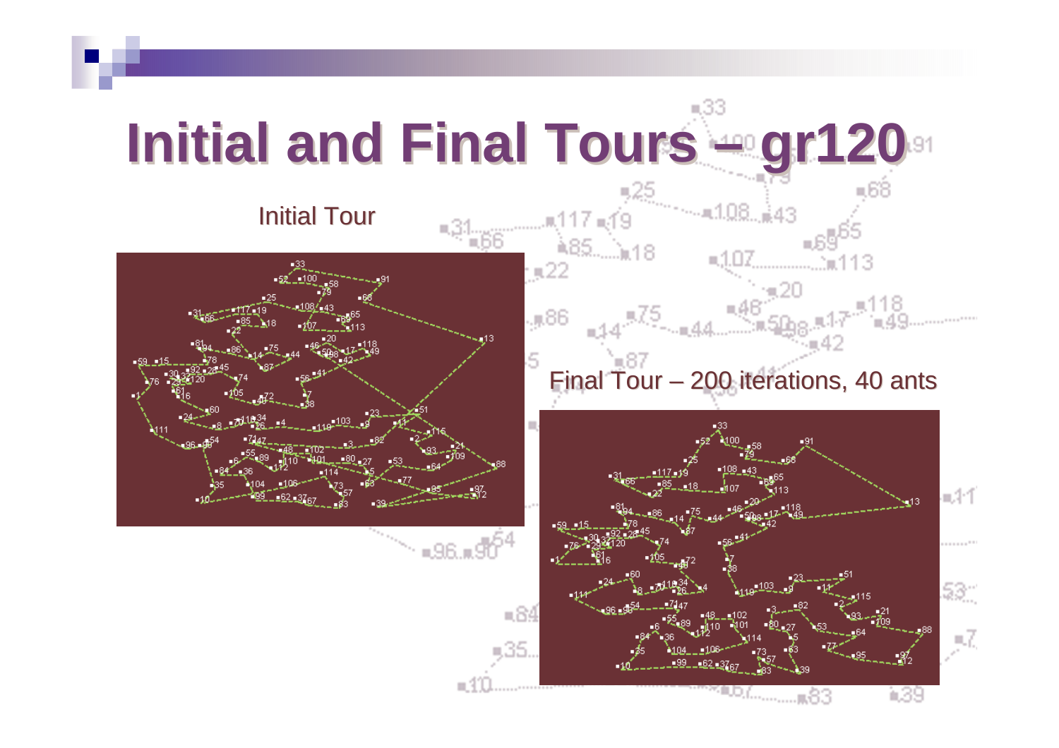# Initial and Final Tours – gr120

Initial Tour

Final Tour – 200 iterations, 40 ants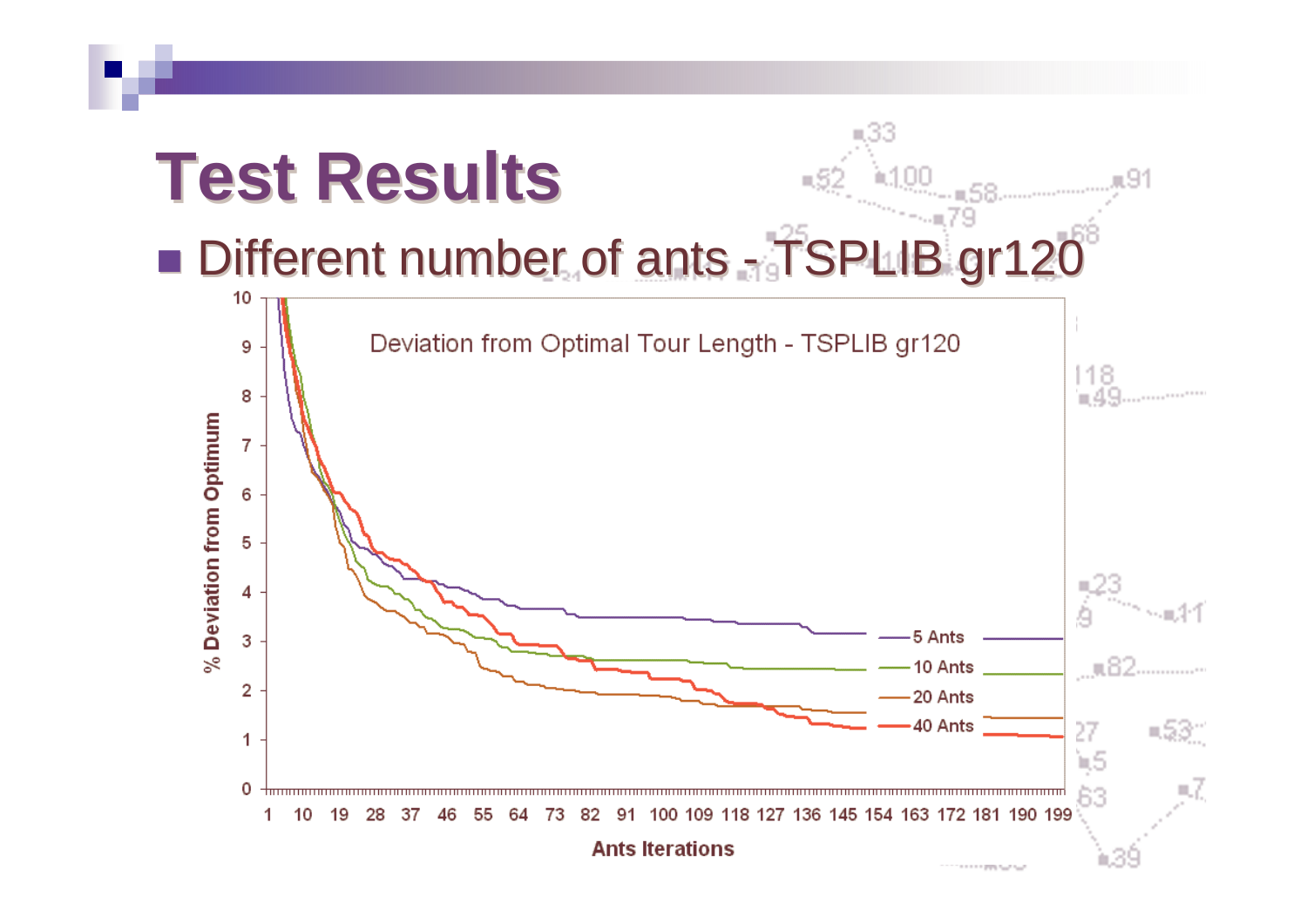# Test Results

- Different number of ants - TSPLIB gr120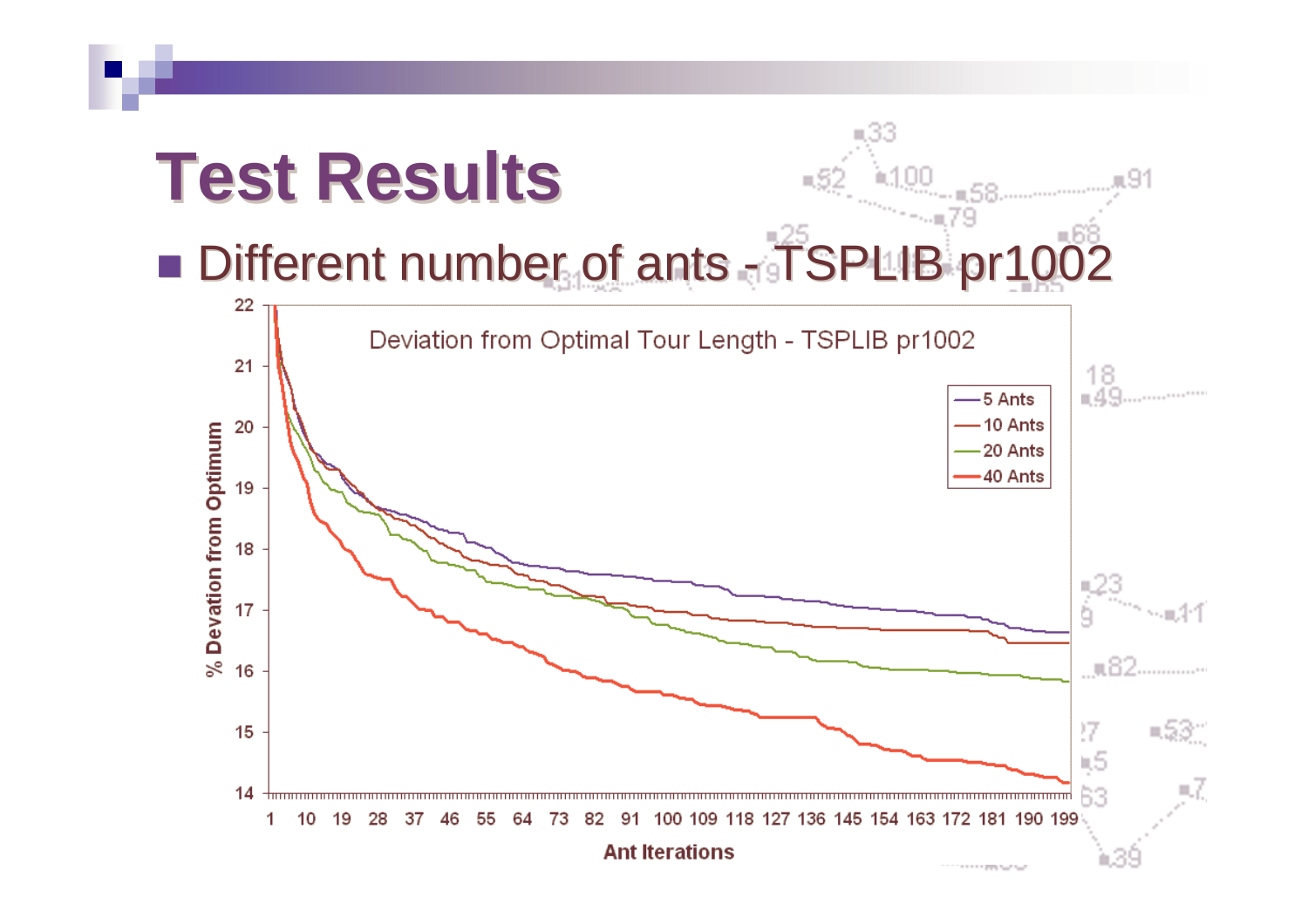# Test Results

- Different number of ants - TSPLIB pr1002

Deviation from Optimal Tour Length - TSPLIB pr1002

% Devation from Optimum

Ant Iterations

5 Ants
10 Ants
20 Ants
40 Ants

22
21
20
19
18
17
16
15
14

1 10 19 28 37 46 55 64 73 82 91 100 109 118 127 136 145 154 163 172 181 190 199